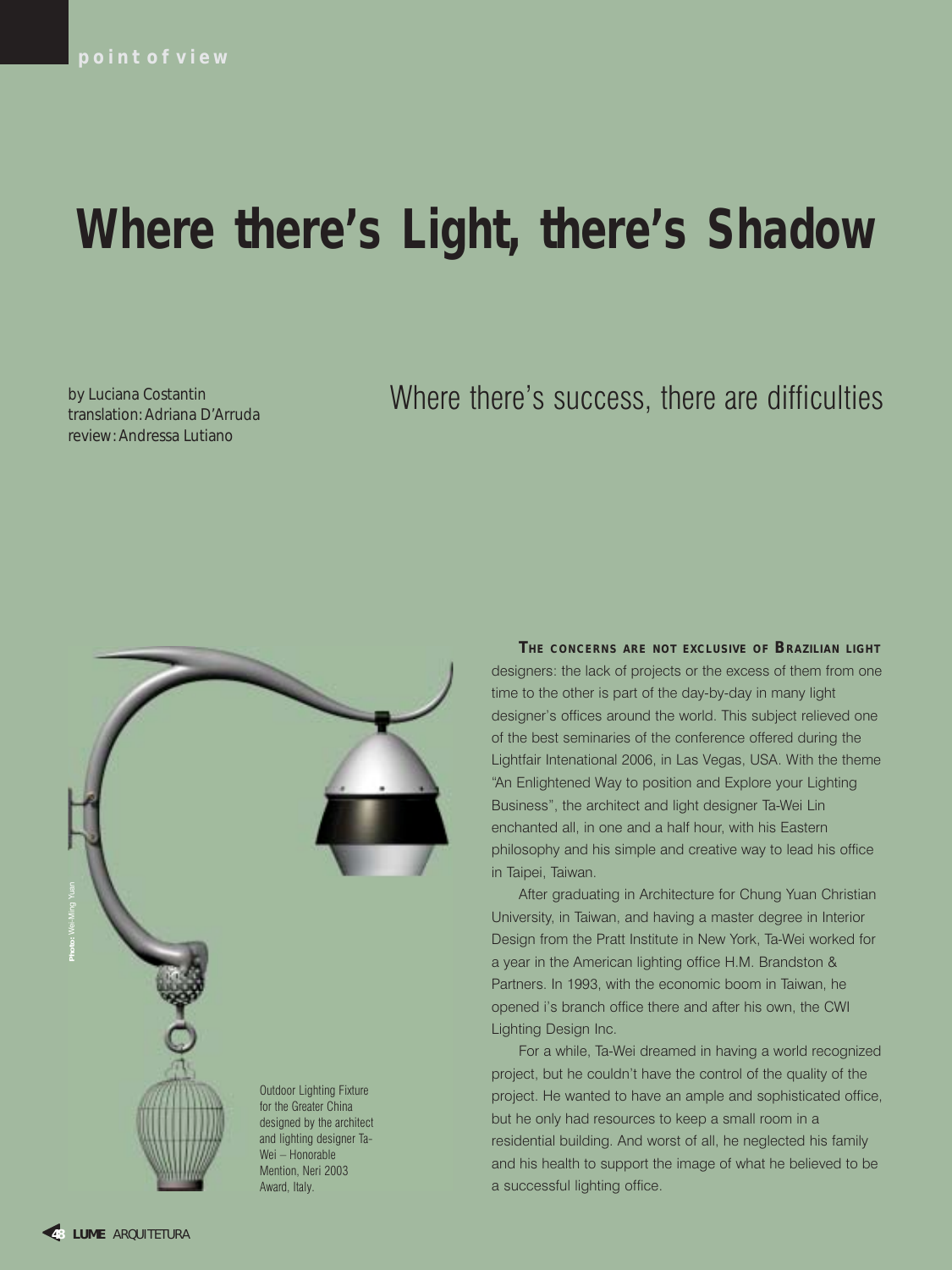point of view

# Where there's Light, there's Shadow

## Where there's success, there are difficulties

by Luciana Costantin
translation: Adriana D'Arruda
review: Andressa Lutiano

Photo: Wei-Ming Yuan

Outdoor Lighting Fixture for the Greater China designed by the architect and lighting designer Ta-Wei – Honorable Mention, Neri 2003 Award, Italy.

**THE CONCERNS ARE NOT EXCLUSIVE OF BRAZILIAN LIGHT** designers: the lack of projects or the excess of them from one time to the other is part of the day-by-day in many light designer's offices around the world. This subject relieved one of the best seminaries of the conference offered during the Lightfair Intenational 2006, in Las Vegas, USA. With the theme "An Enlightened Way to position and Explore your Lighting Business", the architect and light designer Ta-Wei Lin enchanted all, in one and a half hour, with his Eastern philosophy and his simple and creative way to lead his office in Taipei, Taiwan.

After graduating in Architecture for Chung Yuan Christian University, in Taiwan, and having a master degree in Interior Design from the Pratt Institute in New York, Ta-Wei worked for a year in the American lighting office H.M. Brandston & Partners. In 1993, with the economic boom in Taiwan, he opened i's branch office there and after his own, the CWI Lighting Design Inc.

For a while, Ta-Wei dreamed in having a world recognized project, but he couldn't have the control of the quality of the project. He wanted to have an ample and sophisticated office, but he only had resources to keep a small room in a residential building. And worst of all, he neglected his family and his health to support the image of what he believed to be a successful lighting office.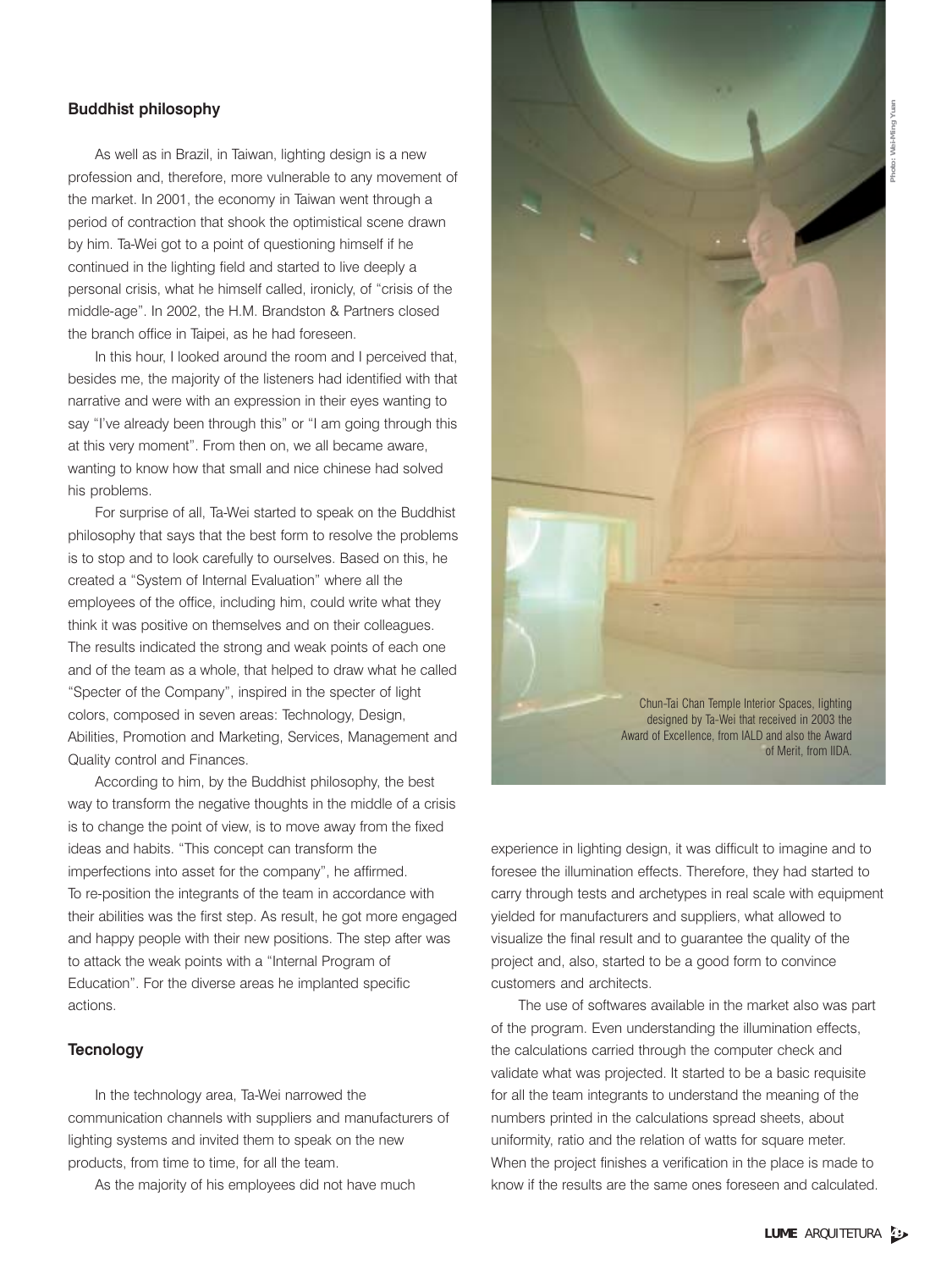### Buddhist philosophy

As well as in Brazil, in Taiwan, lighting design is a new profession and, therefore, more vulnerable to any movement of the market. In 2001, the economy in Taiwan went through a period of contraction that shook the optimistical scene drawn by him. Ta-Wei got to a point of questioning himself if he continued in the lighting field and started to live deeply a personal crisis, what he himself called, ironicly, of "crisis of the middle-age". In 2002, the H.M. Brandston & Partners closed the branch office in Taipei, as he had foreseen.

In this hour, I looked around the room and I perceived that, besides me, the majority of the listeners had identified with that narrative and were with an expression in their eyes wanting to say "I've already been through this" or "I am going through this at this very moment". From then on, we all became aware, wanting to know how that small and nice chinese had solved his problems.

For surprise of all, Ta-Wei started to speak on the Buddhist philosophy that says that the best form to resolve the problems is to stop and to look carefully to ourselves. Based on this, he created a "System of Internal Evaluation" where all the employees of the office, including him, could write what they think it was positive on themselves and on their colleagues. The results indicated the strong and weak points of each one and of the team as a whole, that helped to draw what he called "Specter of the Company", inspired in the specter of light colors, composed in seven areas: Technology, Design, Abilities, Promotion and Marketing, Services, Management and Quality control and Finances.

According to him, by the Buddhist philosophy, the best way to transform the negative thoughts in the middle of a crisis is to change the point of view, is to move away from the fixed ideas and habits. "This concept can transform the imperfections into asset for the company", he affirmed. To re-position the integrants of the team in accordance with their abilities was the first step. As result, he got more engaged and happy people with their new positions. The step after was to attack the weak points with a "Internal Program of Education". For the diverse areas he implanted specific actions.

### Tecnology

In the technology area, Ta-Wei narrowed the communication channels with suppliers and manufacturers of lighting systems and invited them to speak on the new products, from time to time, for all the team.

As the majority of his employees did not have much experience in lighting design, it was difficult to imagine and to foresee the illumination effects. Therefore, they had started to carry through tests and archetypes in real scale with equipment yielded for manufacturers and suppliers, what allowed to visualize the final result and to guarantee the quality of the project and, also, started to be a good form to convince customers and architects.

The use of softwares available in the market also was part of the program. Even understanding the illumination effects, the calculations carried through the computer check and validate what was projected. It started to be a basic requisite for all the team integrants to understand the meaning of the numbers printed in the calculations spread sheets, about uniformity, ratio and the relation of watts for square meter. When the project finishes a verification in the place is made to know if the results are the same ones foreseen and calculated.

Chun-Tai Chan Temple Interior Spaces, lighting designed by Ta-Wei that received in 2003 the Award of Excellence, from IALD and also the Award of Merit, from IIDA.

Photo: Wei-Ming Yuan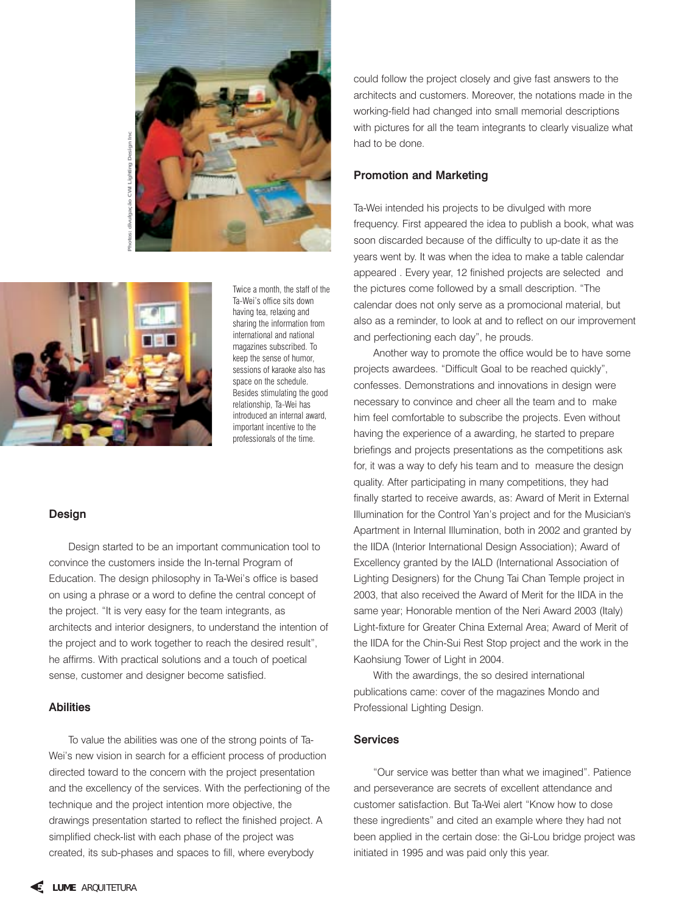Photos: divulgação CVI Lighting Design Inc

Twice a month, the staff of the Ta-Wei's office sits down having tea, relaxing and sharing the information from international and national magazines subscribed. To keep the sense of humor, sessions of karaoke also has space on the schedule. Besides stimulating the good relationship, Ta-Wei has introduced an internal award, important incentive to the professionals of the time.

### Design

Design started to be an important communication tool to convince the customers inside the In-ternal Program of Education. The design philosophy in Ta-Wei's office is based on using a phrase or a word to define the central concept of the project. "It is very easy for the team integrants, as architects and interior designers, to understand the intention of the project and to work together to reach the desired result", he affirms. With practical solutions and a touch of poetical sense, customer and designer become satisfied.

### Abilities

To value the abilities was one of the strong points of Ta-Wei's new vision in search for a efficient process of production directed toward to the concern with the project presentation and the excellency of the services. With the perfectioning of the technique and the project intention more objective, the drawings presentation started to reflect the finished project. A simplified check-list with each phase of the project was created, its sub-phases and spaces to fill, where everybody could follow the project closely and give fast answers to the architects and customers. Moreover, the notations made in the working-field had changed into small memorial descriptions with pictures for all the team integrants to clearly visualize what had to be done.

### Promotion and Marketing

Ta-Wei intended his projects to be divulged with more frequency. First appeared the idea to publish a book, what was soon discarded because of the difficulty to up-date it as the years went by. It was when the idea to make a table calendar appeared . Every year, 12 finished projects are selected and the pictures come followed by a small description. "The calendar does not only serve as a promocional material, but also as a reminder, to look at and to reflect on our improvement and perfectioning each day", he prouds.

Another way to promote the office would be to have some projects awardees. "Difficult Goal to be reached quickly", confesses. Demonstrations and innovations in design were necessary to convince and cheer all the team and to make him feel comfortable to subscribe the projects. Even without having the experience of a awarding, he started to prepare briefings and projects presentations as the competitions ask for, it was a way to defy his team and to measure the design quality. After participating in many competitions, they had finally started to receive awards, as: Award of Merit in External Illumination for the Control Yan's project and for the Musician's Apartment in Internal Illumination, both in 2002 and granted by the IIDA (Interior International Design Association); Award of Excellency granted by the IALD (International Association of Lighting Designers) for the Chung Tai Chan Temple project in 2003, that also received the Award of Merit for the IIDA in the same year; Honorable mention of the Neri Award 2003 (Italy) Light-fixture for Greater China External Area; Award of Merit of the IIDA for the Chin-Sui Rest Stop project and the work in the Kaohsiung Tower of Light in 2004.

With the awardings, the so desired international publications came: cover of the magazines Mondo and Professional Lighting Design.

### Services

"Our service was better than what we imagined". Patience and perseverance are secrets of excellent attendance and customer satisfaction. But Ta-Wei alert "Know how to dose these ingredients" and cited an example where they had not been applied in the certain dose: the Gi-Lou bridge project was initiated in 1995 and was paid only this year.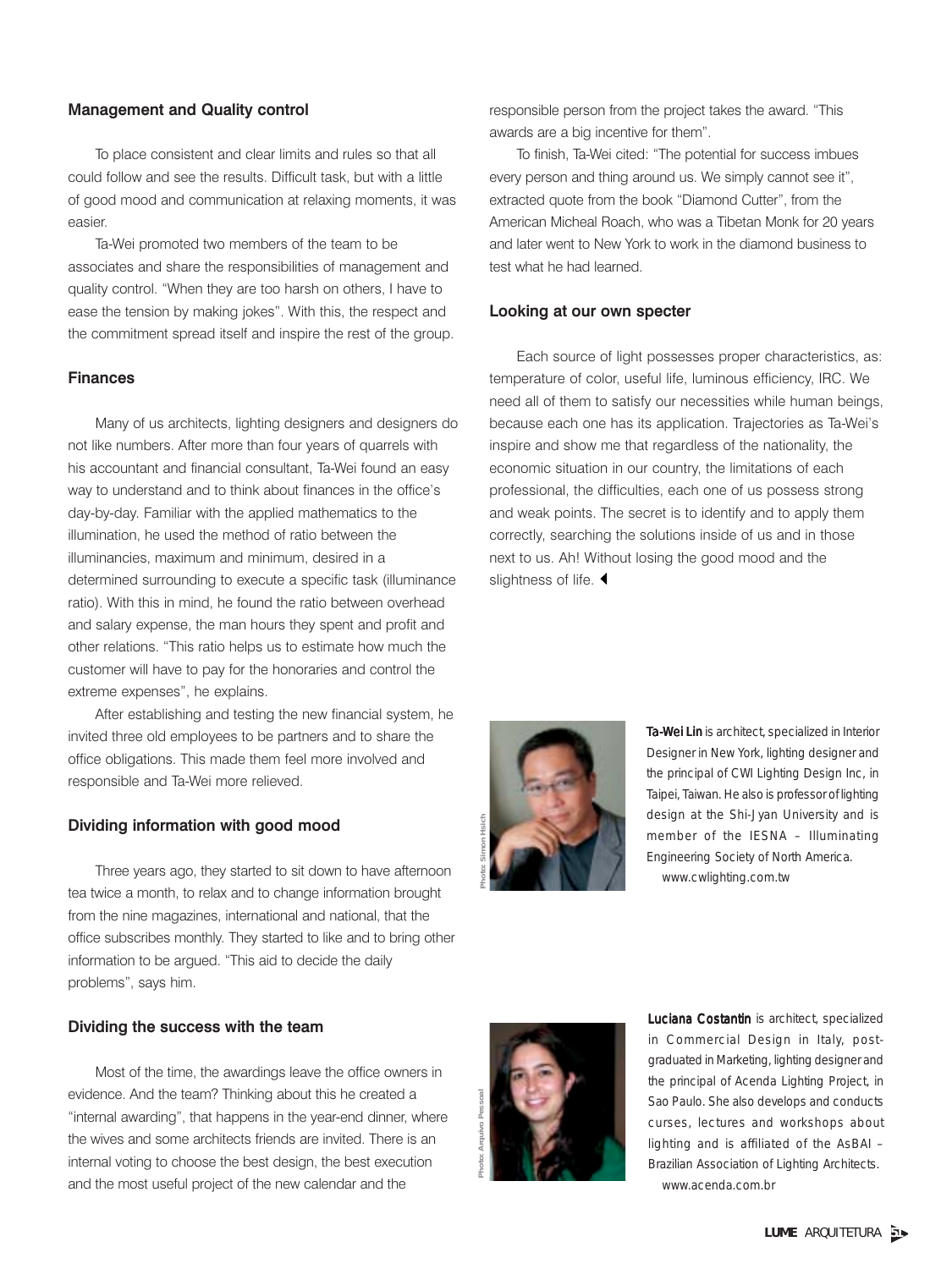## Management and Quality control

To place consistent and clear limits and rules so that all could follow and see the results. Difficult task, but with a little of good mood and communication at relaxing moments, it was easier.

Ta-Wei promoted two members of the team to be associates and share the responsibilities of management and quality control. "When they are too harsh on others, I have to ease the tension by making jokes". With this, the respect and the commitment spread itself and inspire the rest of the group.

## Finances

Many of us architects, lighting designers and designers do not like numbers. After more than four years of quarrels with his accountant and financial consultant, Ta-Wei found an easy way to understand and to think about finances in the office's day-by-day. Familiar with the applied mathematics to the illumination, he used the method of ratio between the illuminancies, maximum and minimum, desired in a determined surrounding to execute a specific task (illuminance ratio). With this in mind, he found the ratio between overhead and salary expense, the man hours they spent and profit and other relations. "This ratio helps us to estimate how much the customer will have to pay for the honoraries and control the extreme expenses", he explains.

After establishing and testing the new financial system, he invited three old employees to be partners and to share the office obligations. This made them feel more involved and responsible and Ta-Wei more relieved.

## Dividing information with good mood

Three years ago, they started to sit down to have afternoon tea twice a month, to relax and to change information brought from the nine magazines, international and national, that the office subscribes monthly. They started to like and to bring other information to be argued. "This aid to decide the daily problems", says him.

## Dividing the success with the team

Most of the time, the awardings leave the office owners in evidence. And the team? Thinking about this he created a "internal awarding", that happens in the year-end dinner, where the wives and some architects friends are invited. There is an internal voting to choose the best design, the best execution and the most useful project of the new calendar and the responsible person from the project takes the award. "This awards are a big incentive for them".

To finish, Ta-Wei cited: "The potential for success imbues every person and thing around us. We simply cannot see it", extracted quote from the book "Diamond Cutter", from the American Micheal Roach, who was a Tibetan Monk for 20 years and later went to New York to work in the diamond business to test what he had learned.

## Looking at our own specter

Each source of light possesses proper characteristics, as: temperature of color, useful life, luminous efficiency, IRC. We need all of them to satisfy our necessities while human beings, because each one has its application. Trajectories as Ta-Wei's inspire and show me that regardless of the nationality, the economic situation in our country, the limitations of each professional, the difficulties, each one of us possess strong and weak points. The secret is to identify and to apply them correctly, searching the solutions inside of us and in those next to us. Ah! Without losing the good mood and the slightness of life.

Photo: Simon Hsieh

**Ta-Wei Lin** is architect, specialized in Interior Designer in New York, lighting designer and the principal of CWI Lighting Design Inc, in Taipei, Taiwan. He also is professor of lighting design at the Shi-Jyan University and is member of the IESNA – Illuminating Engineering Society of North America.
www.cwlighting.com.tw

Photo: Arquivo Pessoal

**Luciana Costantin** is architect, specialized in Commercial Design in Italy, post-graduated in Marketing, lighting designer and the principal of Acenda Lighting Project, in Sao Paulo. She also develops and conducts curses, lectures and workshops about lighting and is affiliated of the AsBAI – Brazilian Association of Lighting Architects.
www.acenda.com.br